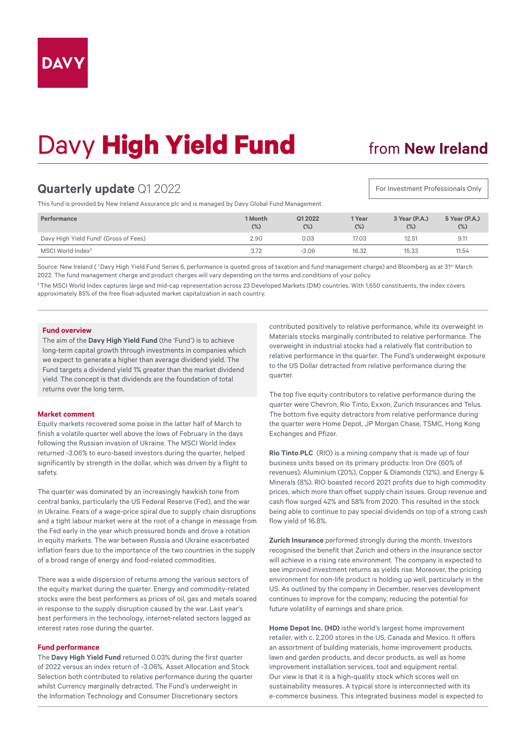DAVY

# Davy **High Yield Fund** from **New Ireland**

## **Quarterly update** Q1 2022

For Investment Professionals Only

This fund is provided by New Ireland Assurance plc and is managed by Davy Global Fund Management.

| Performance | 1 Month (%) | Q1 2022 (%) | 1 Year (%) | 3 Year (P.A.) (%) | 5 Year (P.A.) (%) |
|---|---|---|---|---|---|
| Davy High Yield Fund[1] (Gross of Fees) | 2.90 | 0.03 | 17.03 | 12.51 | 9.11 |
| MSCI World Index[2] | 3.72 | -3.06 | 16.32 | 15.33 | 11.54 |

Source: New Ireland ( [1]Davy High Yield Fund Series 6, performance is quoted gross of taxation and fund management charge) and Bloomberg as at 31st March 2022. The fund management charge and product charges will vary depending on the terms and conditions of your policy.

[2]The MSCI World Index captures large and mid-cap representation across 23 Developed Markets (DM) countries. With 1,650 constituents, the index covers approximately 85% of the free float-adjusted market capitalization in each country.

### Fund overview

The aim of the **Davy High Yield Fund** (the 'Fund') is to achieve long-term capital growth through investments in companies which we expect to generate a higher than average dividend yield. The Fund targets a dividend yield 1% greater than the market dividend yield. The concept is that dividends are the foundation of total returns over the long term.

### Market comment

Equity markets recovered some poise in the latter half of March to finish a volatile quarter well above the lows of February in the days following the Russian invasion of Ukraine. The MSCI World Index returned -3.06% to euro-based investors during the quarter, helped significantly by strength in the dollar, which was driven by a flight to safety.

The quarter was dominated by an increasingly hawkish tone from central banks, particularly the US Federal Reserve (Fed), and the war in Ukraine. Fears of a wage-price spiral due to supply chain disruptions and a tight labour market were at the root of a change in message from the Fed early in the year which pressured bonds and drove a rotation in equity markets. The war between Russia and Ukraine exacerbated inflation fears due to the importance of the two countries in the supply of a broad range of energy and food-related commodities.

There was a wide dispersion of returns among the various sectors of the equity market during the quarter. Energy and commodity-related stocks were the best performers as prices of oil, gas and metals soared in response to the supply disruption caused by the war. Last year's best performers in the technology, internet-related sectors lagged as interest rates rose during the quarter.

### Fund performance

The **Davy High Yield Fund** returned 0.03% during the first quarter of 2022 versus an index return of -3.06%. Asset Allocation and Stock Selection both contributed to relative performance during the quarter whilst Currency marginally detracted. The Fund's underweight in the Information Technology and Consumer Discretionary sectors contributed positively to relative performance, while its overweight in Materials stocks marginally contributed to relative performance. The overweight in industrial stocks had a relatively flat contribution to relative performance in the quarter. The Fund's underweight exposure to the US Dollar detracted from relative performance during the quarter.

The top five equity contributors to relative performance during the quarter were Chevron, Rio Tinto, Exxon, Zurich Insurances and Telus. The bottom five equity detractors from relative performance during the quarter were Home Depot, JP Morgan Chase, TSMC, Hong Kong Exchanges and Pfizer.

**Rio Tinto PLC** (RIO) is a mining company that is made up of four business units based on its primary products: Iron Ore (60% of revenues), Aluminium (20%), Copper & Diamonds (12%), and Energy & Minerals (8%). RIO boasted record 2021 profits due to high commodity prices, which more than offset supply chain issues. Group revenue and cash flow surged 42% and 58% from 2020. This resulted in the stock being able to continue to pay special dividends on top of a strong cash flow yield of 16.8%.

**Zurich Insurance** performed strongly during the month. Investors recognised the benefit that Zurich and others in the insurance sector will achieve in a rising rate environment. The company is expected to see improved investment returns as yields rise. Moreover, the pricing environment for non-life product is holding up well, particularly in the US. As outlined by the company in December, reserves development continues to improve for the company, reducing the potential for future volatility of earnings and share price.

**Home Depot Inc. (HD)** isthe world's largest home improvement retailer, with c. 2,200 stores in the US, Canada and Mexico. It offers an assortment of building materials, home improvement products, lawn and garden products, and decor products, as well as home improvement installation services, tool and equipment rental. Our view is that it is a high-quality stock which scores well on sustainability measures. A typical store is interconnected with its e-commerce business. This integrated business model is expected to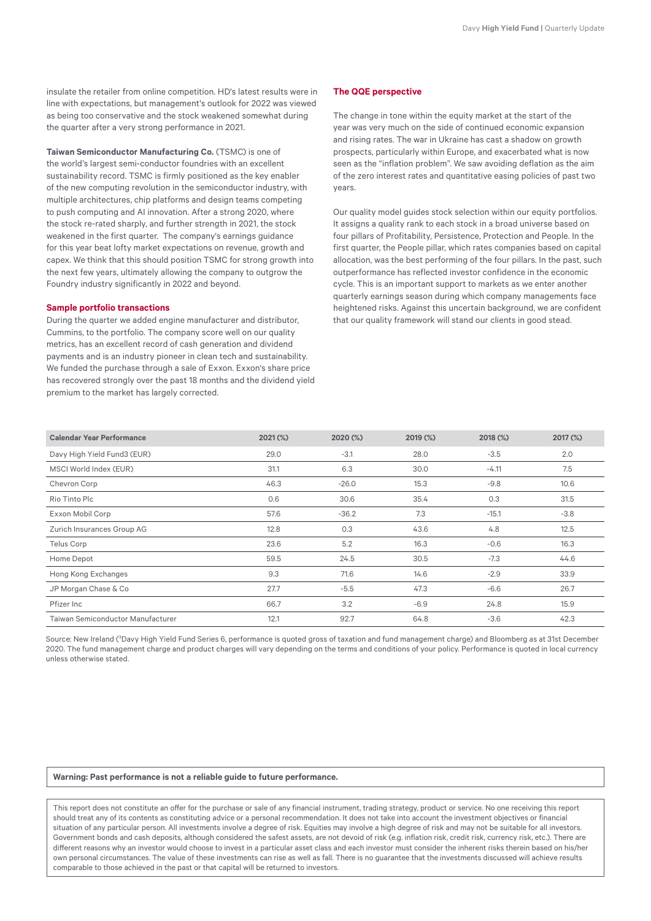insulate the retailer from online competition. HD's latest results were in line with expectations, but management's outlook for 2022 was viewed as being too conservative and the stock weakened somewhat during the quarter after a very strong performance in 2021.

**Taiwan Semiconductor Manufacturing Co.** (TSMC) is one of the world's largest semi-conductor foundries with an excellent sustainability record. TSMC is firmly positioned as the key enabler of the new computing revolution in the semiconductor industry, with multiple architectures, chip platforms and design teams competing to push computing and AI innovation. After a strong 2020, where the stock re-rated sharply, and further strength in 2021, the stock weakened in the first quarter. The company's earnings guidance for this year beat lofty market expectations on revenue, growth and capex. We think that this should position TSMC for strong growth into the next few years, ultimately allowing the company to outgrow the Foundry industry significantly in 2022 and beyond.

### Sample portfolio transactions

During the quarter we added engine manufacturer and distributor, Cummins, to the portfolio. The company score well on our quality metrics, has an excellent record of cash generation and dividend payments and is an industry pioneer in clean tech and sustainability. We funded the purchase through a sale of Exxon. Exxon's share price has recovered strongly over the past 18 months and the dividend yield premium to the market has largely corrected.

### The QQE perspective

The change in tone within the equity market at the start of the year was very much on the side of continued economic expansion and rising rates. The war in Ukraine has cast a shadow on growth prospects, particularly within Europe, and exacerbated what is now seen as the "inflation problem". We saw avoiding deflation as the aim of the zero interest rates and quantitative easing policies of past two years.

Our quality model guides stock selection within our equity portfolios. It assigns a quality rank to each stock in a broad universe based on four pillars of Profitability, Persistence, Protection and People. In the first quarter, the People pillar, which rates companies based on capital allocation, was the best performing of the four pillars. In the past, such outperformance has reflected investor confidence in the economic cycle. This is an important support to markets as we enter another quarterly earnings season during which company managements face heightened risks. Against this uncertain background, we are confident that our quality framework will stand our clients in good stead.

| Calendar Year Performance | 2021 (%) | 2020 (%) | 2019 (%) | 2018 (%) | 2017 (%) |
|---|---|---|---|---|---|
| Davy High Yield Fund3 (EUR) | 29.0 | -3.1 | 28.0 | -3.5 | 2.0 |
| MSCI World Index (EUR) | 31.1 | 6.3 | 30.0 | -4.11 | 7.5 |
| Chevron Corp | 46.3 | -26.0 | 15.3 | -9.8 | 10.6 |
| Rio Tinto Plc | 0.6 | 30.6 | 35.4 | 0.3 | 31.5 |
| Exxon Mobil Corp | 57.6 | -36.2 | 7.3 | -15.1 | -3.8 |
| Zurich Insurances Group AG | 12.8 | 0.3 | 43.6 | 4.8 | 12.5 |
| Telus Corp | 23.6 | 5.2 | 16.3 | -0.6 | 16.3 |
| Home Depot | 59.5 | 24.5 | 30.5 | -7.3 | 44.6 |
| Hong Kong Exchanges | 9.3 | 71.6 | 14.6 | -2.9 | 33.9 |
| JP Morgan Chase & Co | 27.7 | -5.5 | 47.3 | -6.6 | 26.7 |
| Pfizer Inc | 66.7 | 3.2 | -6.9 | 24.8 | 15.9 |
| Taiwan Semiconductor Manufacturer | 12.1 | 92.7 | 64.8 | -3.6 | 42.3 |

Source: New Ireland ([3]Davy High Yield Fund Series 6, performance is quoted gross of taxation and fund management charge) and Bloomberg as at 31st December 2020. The fund management charge and product charges will vary depending on the terms and conditions of your policy. Performance is quoted in local currency unless otherwise stated.

**Warning: Past performance is not a reliable guide to future performance.**

This report does not constitute an offer for the purchase or sale of any financial instrument, trading strategy, product or service. No one receiving this report should treat any of its contents as constituting advice or a personal recommendation. It does not take into account the investment objectives or financial situation of any particular person. All investments involve a degree of risk. Equities may involve a high degree of risk and may not be suitable for all investors. Government bonds and cash deposits, although considered the safest assets, are not devoid of risk (e.g. inflation risk, credit risk, currency risk, etc.). There are different reasons why an investor would choose to invest in a particular asset class and each investor must consider the inherent risks therein based on his/her own personal circumstances. The value of these investments can rise as well as fall. There is no guarantee that the investments discussed will achieve results comparable to those achieved in the past or that capital will be returned to investors.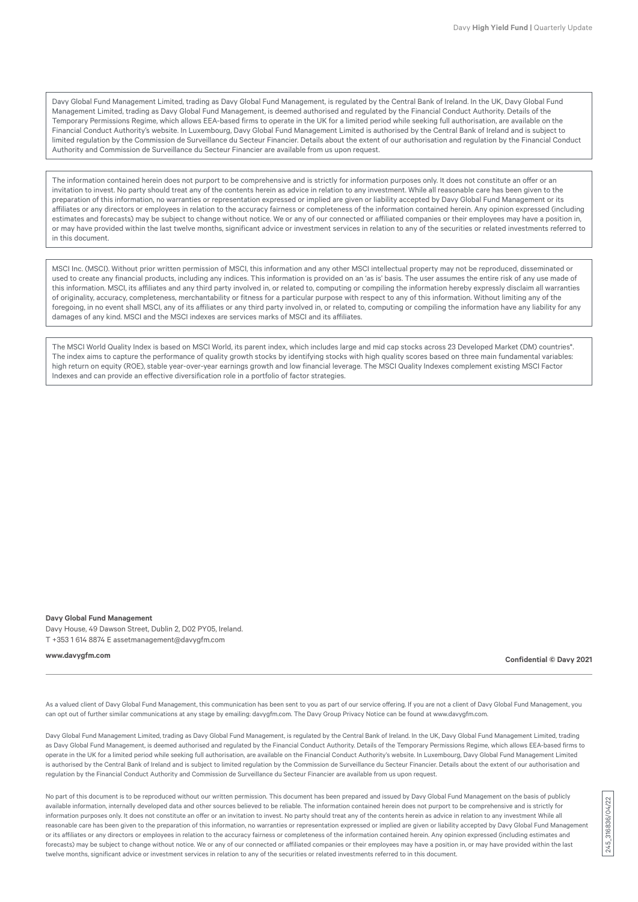Davy Global Fund Management Limited, trading as Davy Global Fund Management, is regulated by the Central Bank of Ireland. In the UK, Davy Global Fund Management Limited, trading as Davy Global Fund Management, is deemed authorised and regulated by the Financial Conduct Authority. Details of the Temporary Permissions Regime, which allows EEA-based firms to operate in the UK for a limited period while seeking full authorisation, are available on the Financial Conduct Authority's website. In Luxembourg, Davy Global Fund Management Limited is authorised by the Central Bank of Ireland and is subject to limited regulation by the Commission de Surveillance du Secteur Financier. Details about the extent of our authorisation and regulation by the Financial Conduct Authority and Commission de Surveillance du Secteur Financier are available from us upon request.

The information contained herein does not purport to be comprehensive and is strictly for information purposes only. It does not constitute an offer or an invitation to invest. No party should treat any of the contents herein as advice in relation to any investment. While all reasonable care has been given to the preparation of this information, no warranties or representation expressed or implied are given or liability accepted by Davy Global Fund Management or its affiliates or any directors or employees in relation to the accuracy fairness or completeness of the information contained herein. Any opinion expressed (including estimates and forecasts) may be subject to change without notice. We or any of our connected or affiliated companies or their employees may have a position in, or may have provided within the last twelve months, significant advice or investment services in relation to any of the securities or related investments referred to in this document.

MSCI Inc. (MSCI). Without prior written permission of MSCI, this information and any other MSCI intellectual property may not be reproduced, disseminated or used to create any financial products, including any indices. This information is provided on an 'as is' basis. The user assumes the entire risk of any use made of this information. MSCI, its affiliates and any third party involved in, or related to, computing or compiling the information hereby expressly disclaim all warranties of originality, accuracy, completeness, merchantability or fitness for a particular purpose with respect to any of this information. Without limiting any of the foregoing, in no event shall MSCI, any of its affiliates or any third party involved in, or related to, computing or compiling the information have any liability for any damages of any kind. MSCI and the MSCI indexes are services marks of MSCI and its affiliates.

The MSCI World Quality Index is based on MSCI World, its parent index, which includes large and mid cap stocks across 23 Developed Market (DM) countries*. The index aims to capture the performance of quality growth stocks by identifying stocks with high quality scores based on three main fundamental variables: high return on equity (ROE), stable year-over-year earnings growth and low financial leverage. The MSCI Quality Indexes complement existing MSCI Factor Indexes and can provide an effective diversification role in a portfolio of factor strategies.

**Davy Global Fund Management**
Davy House, 49 Dawson Street, Dublin 2, D02 PY05, Ireland.
T +353 1 614 8874 E assetmanagement@davygfm.com

**www.davygfm.com**

**Confidential © Davy 2021**

As a valued client of Davy Global Fund Management, this communication has been sent to you as part of our service offering. If you are not a client of Davy Global Fund Management, you can opt out of further similar communications at any stage by emailing: davygfm.com. The Davy Group Privacy Notice can be found at www.davygfm.com.

Davy Global Fund Management Limited, trading as Davy Global Fund Management, is regulated by the Central Bank of Ireland. In the UK, Davy Global Fund Management Limited, trading as Davy Global Fund Management, is deemed authorised and regulated by the Financial Conduct Authority. Details of the Temporary Permissions Regime, which allows EEA-based firms to operate in the UK for a limited period while seeking full authorisation, are available on the Financial Conduct Authority's website. In Luxembourg, Davy Global Fund Management Limited is authorised by the Central Bank of Ireland and is subject to limited regulation by the Commission de Surveillance du Secteur Financier. Details about the extent of our authorisation and regulation by the Financial Conduct Authority and Commission de Surveillance du Secteur Financier are available from us upon request.

No part of this document is to be reproduced without our written permission. This document has been prepared and issued by Davy Global Fund Management on the basis of publicly available information, internally developed data and other sources believed to be reliable. The information contained herein does not purport to be comprehensive and is strictly for information purposes only. It does not constitute an offer or an invitation to invest. No party should treat any of the contents herein as advice in relation to any investment While all reasonable care has been given to the preparation of this information, no warranties or representation expressed or implied are given or liability accepted by Davy Global Fund Management or its affiliates or any directors or employees in relation to the accuracy fairness or completeness of the information contained herein. Any opinion expressed (including estimates and forecasts) may be subject to change without notice. We or any of our connected or affiliated companies or their employees may have a position in, or may have provided within the last twelve months, significant advice or investment services in relation to any of the securities or related investments referred to in this document.

245_316836/04/22